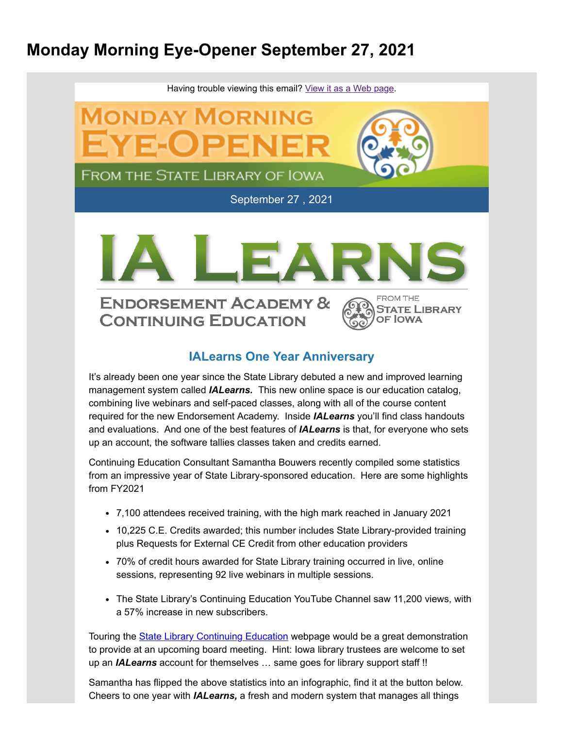# Monday Morning Eye-Opener September 27, 2021

Having trouble viewing this email? View it as a Web page.

MONDAY MORNING EYE-OPENER

FROM THE STATE LIBRARY OF IOWA

September 27 , 2021

IA LEARNS

ENDORSEMENT ACADEMY & CONTINUING EDUCATION

FROM THE STATE LIBRARY OF IOWA

## IALearns One Year Anniversary

It's already been one year since the State Library debuted a new and improved learning management system called ***IALearns.*** This new online space is our education catalog, combining live webinars and self-paced classes, along with all of the course content required for the new Endorsement Academy. Inside ***IALearns*** you'll find class handouts and evaluations. And one of the best features of ***IALearns*** is that, for everyone who sets up an account, the software tallies classes taken and credits earned.

Continuing Education Consultant Samantha Bouwers recently compiled some statistics from an impressive year of State Library-sponsored education. Here are some highlights from FY2021

- 7,100 attendees received training, with the high mark reached in January 2021
- 10,225 C.E. Credits awarded; this number includes State Library-provided training plus Requests for External CE Credit from other education providers
- 70% of credit hours awarded for State Library training occurred in live, online sessions, representing 92 live webinars in multiple sessions.
- The State Library's Continuing Education YouTube Channel saw 11,200 views, with a 57% increase in new subscribers.

Touring the State Library Continuing Education webpage would be a great demonstration to provide at an upcoming board meeting. Hint: Iowa library trustees are welcome to set up an ***IALearns*** account for themselves … same goes for library support staff !!

Samantha has flipped the above statistics into an infographic, find it at the button below. Cheers to one year with ***IALearns,*** a fresh and modern system that manages all things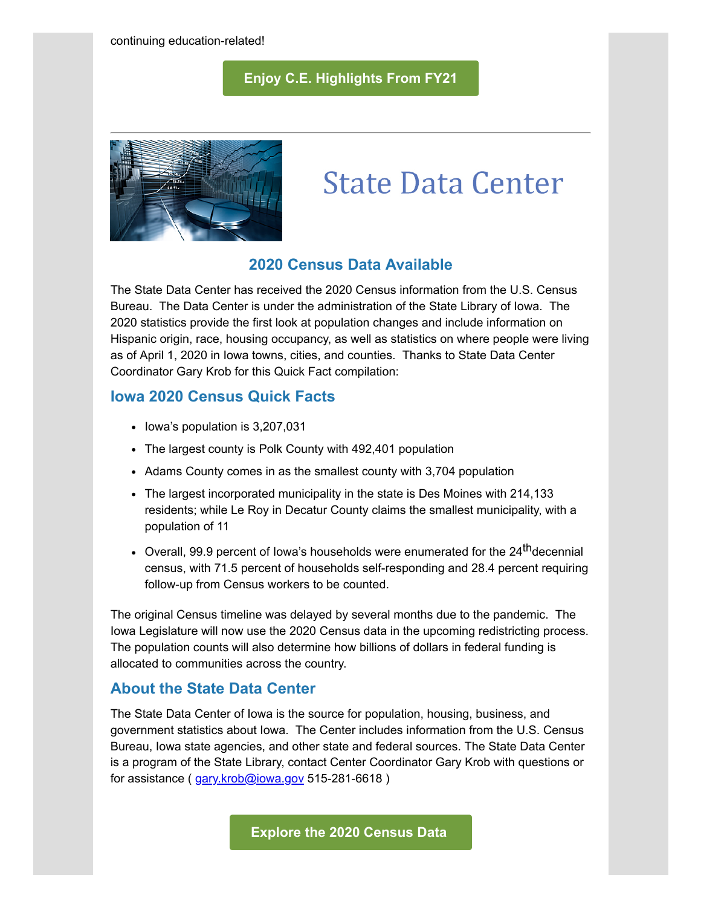continuing education-related!

**Enjoy C.E. Highlights From FY21**

---

# State Data Center

## 2020 Census Data Available

The State Data Center has received the 2020 Census information from the U.S. Census Bureau. The Data Center is under the administration of the State Library of Iowa. The 2020 statistics provide the first look at population changes and include information on Hispanic origin, race, housing occupancy, as well as statistics on where people were living as of April 1, 2020 in Iowa towns, cities, and counties. Thanks to State Data Center Coordinator Gary Krob for this Quick Fact compilation:

### Iowa 2020 Census Quick Facts

- Iowa's population is 3,207,031
- The largest county is Polk County with 492,401 population
- Adams County comes in as the smallest county with 3,704 population
- The largest incorporated municipality in the state is Des Moines with 214,133 residents; while Le Roy in Decatur County claims the smallest municipality, with a population of 11
- Overall, 99.9 percent of Iowa's households were enumerated for the 24th decennial census, with 71.5 percent of households self-responding and 28.4 percent requiring follow-up from Census workers to be counted.

The original Census timeline was delayed by several months due to the pandemic. The Iowa Legislature will now use the 2020 Census data in the upcoming redistricting process. The population counts will also determine how billions of dollars in federal funding is allocated to communities across the country.

### About the State Data Center

The State Data Center of Iowa is the source for population, housing, business, and government statistics about Iowa. The Center includes information from the U.S. Census Bureau, Iowa state agencies, and other state and federal sources. The State Data Center is a program of the State Library, contact Center Coordinator Gary Krob with questions or for assistance ( gary.krob@iowa.gov 515-281-6618 )

**Explore the 2020 Census Data**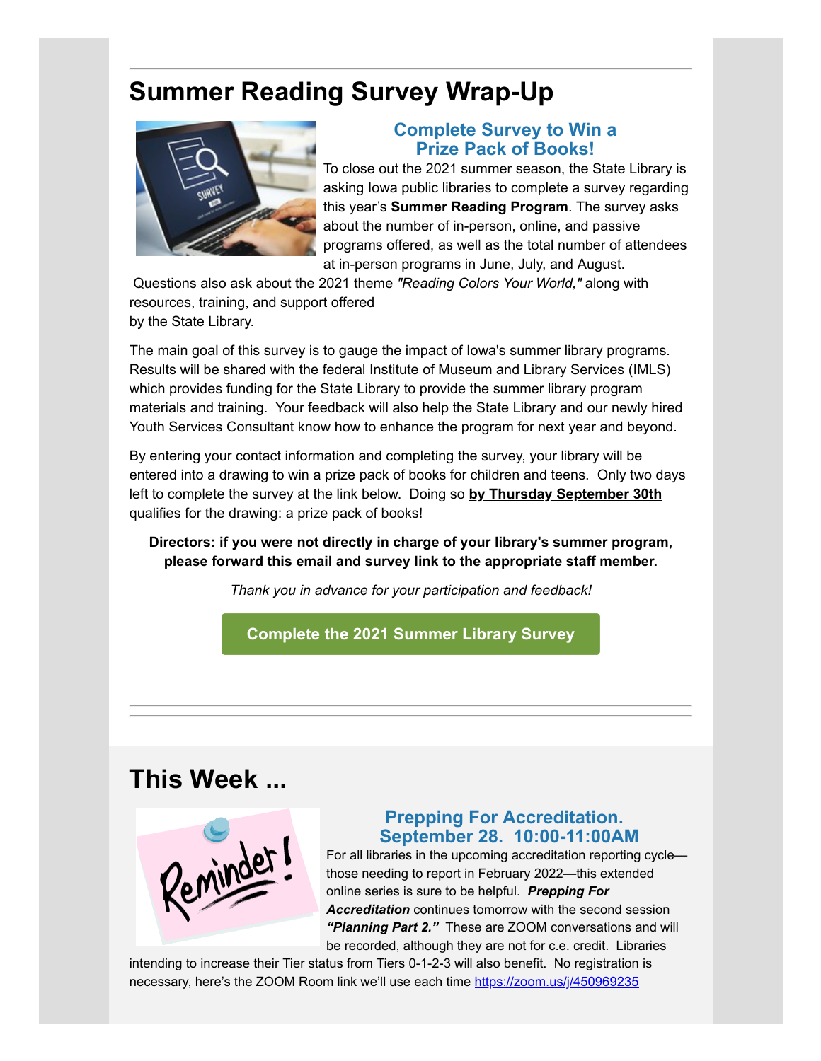# Summary Reading Survey Wrap-Up

### Complete Survey to Win a Prize Pack of Books!

To close out the 2021 summer season, the State Library is asking Iowa public libraries to complete a survey regarding this year's **Summer Reading Program**. The survey asks about the number of in-person, online, and passive programs offered, as well as the total number of attendees at in-person programs in June, July, and August. Questions also ask about the 2021 theme *"Reading Colors Your World,"* along with resources, training, and support offered by the State Library.

The main goal of this survey is to gauge the impact of Iowa's summer library programs. Results will be shared with the federal Institute of Museum and Library Services (IMLS) which provides funding for the State Library to provide the summer library program materials and training. Your feedback will also help the State Library and our newly hired Youth Services Consultant know how to enhance the program for next year and beyond.

By entering your contact information and completing the survey, your library will be entered into a drawing to win a prize pack of books for children and teens. Only two days left to complete the survey at the link below. Doing so **by Thursday September 30th** qualifies for the drawing: a prize pack of books!

**Directors: if you were not directly in charge of your library's summer program, please forward this email and survey link to the appropriate staff member.**

*Thank you in advance for your participation and feedback!*

**Complete the 2021 Summer Library Survey**

---

# This Week ...

### Prepping For Accreditation. September 28. 10:00-11:00AM

For all libraries in the upcoming accreditation reporting cycle—those needing to report in February 2022—this extended online series is sure to be helpful. ***Prepping For Accreditation*** continues tomorrow with the second session ***"Planning Part 2."*** These are ZOOM conversations and will be recorded, although they are not for c.e. credit. Libraries intending to increase their Tier status from Tiers 0-1-2-3 will also benefit. No registration is necessary, here's the ZOOM Room link we'll use each time https://zoom.us/j/450969235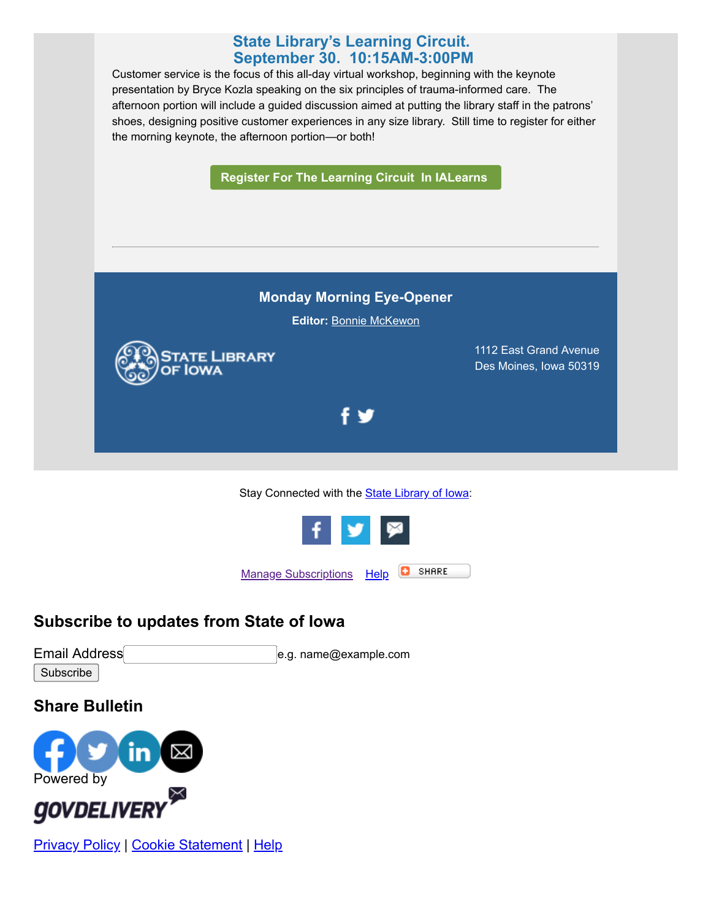**State Library's Learning Circuit.**
**September 30. 10:15AM-3:00PM**

Customer service is the focus of this all-day virtual workshop, beginning with the keynote presentation by Bryce Kozla speaking on the six principles of trauma-informed care. The afternoon portion will include a guided discussion aimed at putting the library staff in the patrons' shoes, designing positive customer experiences in any size library. Still time to register for either the morning keynote, the afternoon portion—or both!

Register For The Learning Circuit In IALearns

---

**Monday Morning Eye-Opener**

**Editor:** Bonnie McKewon

STATE LIBRARY OF IOWA

1112 East Grand Avenue
Des Moines, Iowa 50319

Stay Connected with the State Library of Iowa:

Manage Subscriptions Help SHARE

## Subscribe to updates from State of Iowa

Email Address e.g. name@example.com

Subscribe

## Share Bulletin

Powered by

GOVDELIVERY

Privacy Policy | Cookie Statement | Help